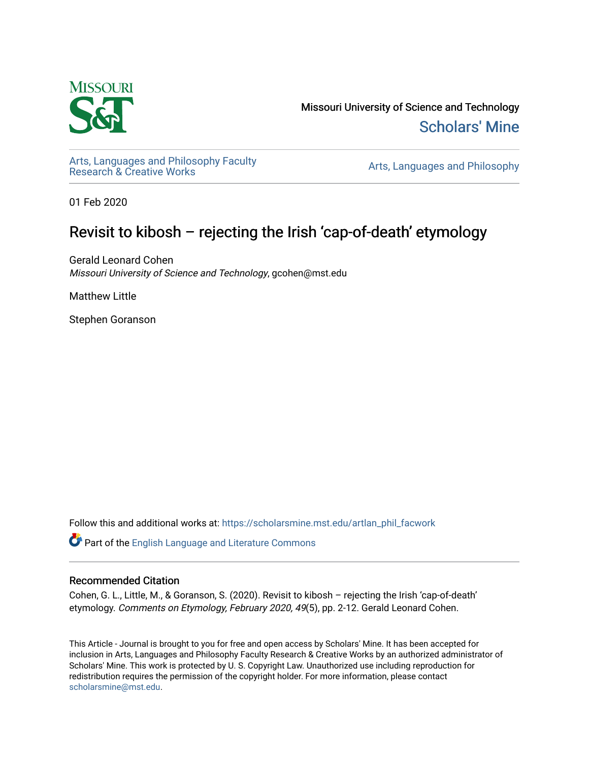Missouri University of Science and Technology

Scholars' Mine

Arts, Languages and Philosophy Faculty Research & Creative Works

Arts, Languages and Philosophy

01 Feb 2020

# Revisit to kibosh – rejecting the Irish 'cap-of-death' etymology

Gerald Leonard Cohen
*Missouri University of Science and Technology*, gcohen@mst.edu

Matthew Little

Stephen Goranson

Follow this and additional works at: https://scholarsmine.mst.edu/artlan_phil_facwork

Part of the English Language and Literature Commons

## Recommended Citation

Cohen, G. L., Little, M., & Goranson, S. (2020). Revisit to kibosh – rejecting the Irish 'cap-of-death' etymology. *Comments on Etymology, February 2020, 49*(5), pp. 2-12. Gerald Leonard Cohen.

This Article - Journal is brought to you for free and open access by Scholars' Mine. It has been accepted for inclusion in Arts, Languages and Philosophy Faculty Research & Creative Works by an authorized administrator of Scholars' Mine. This work is protected by U. S. Copyright Law. Unauthorized use including reproduction for redistribution requires the permission of the copyright holder. For more information, please contact scholarsmine@mst.edu.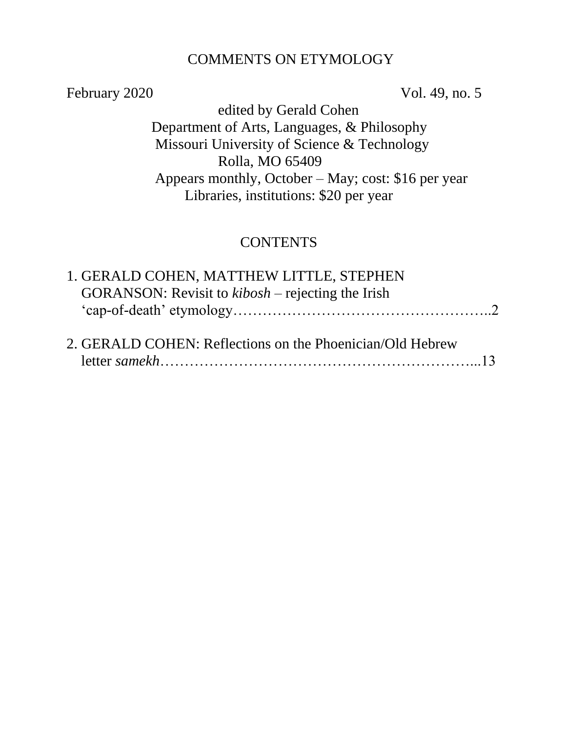# COMMENTS ON ETYMOLOGY

February 2020 Vol. 49, no. 5

edited by Gerald Cohen
Department of Arts, Languages, & Philosophy
Missouri University of Science & Technology
Rolla, MO 65409
Appears monthly, October – May; cost: $16 per year
Libraries, institutions: $20 per year

## CONTENTS

1. GERALD COHEN, MATTHEW LITTLE, STEPHEN GORANSON: Revisit to *kibosh* – rejecting the Irish 'cap-of-death' etymology……………………………………………..2

2. GERALD COHEN: Reflections on the Phoenician/Old Hebrew letter *samekh*………………………………………………………...13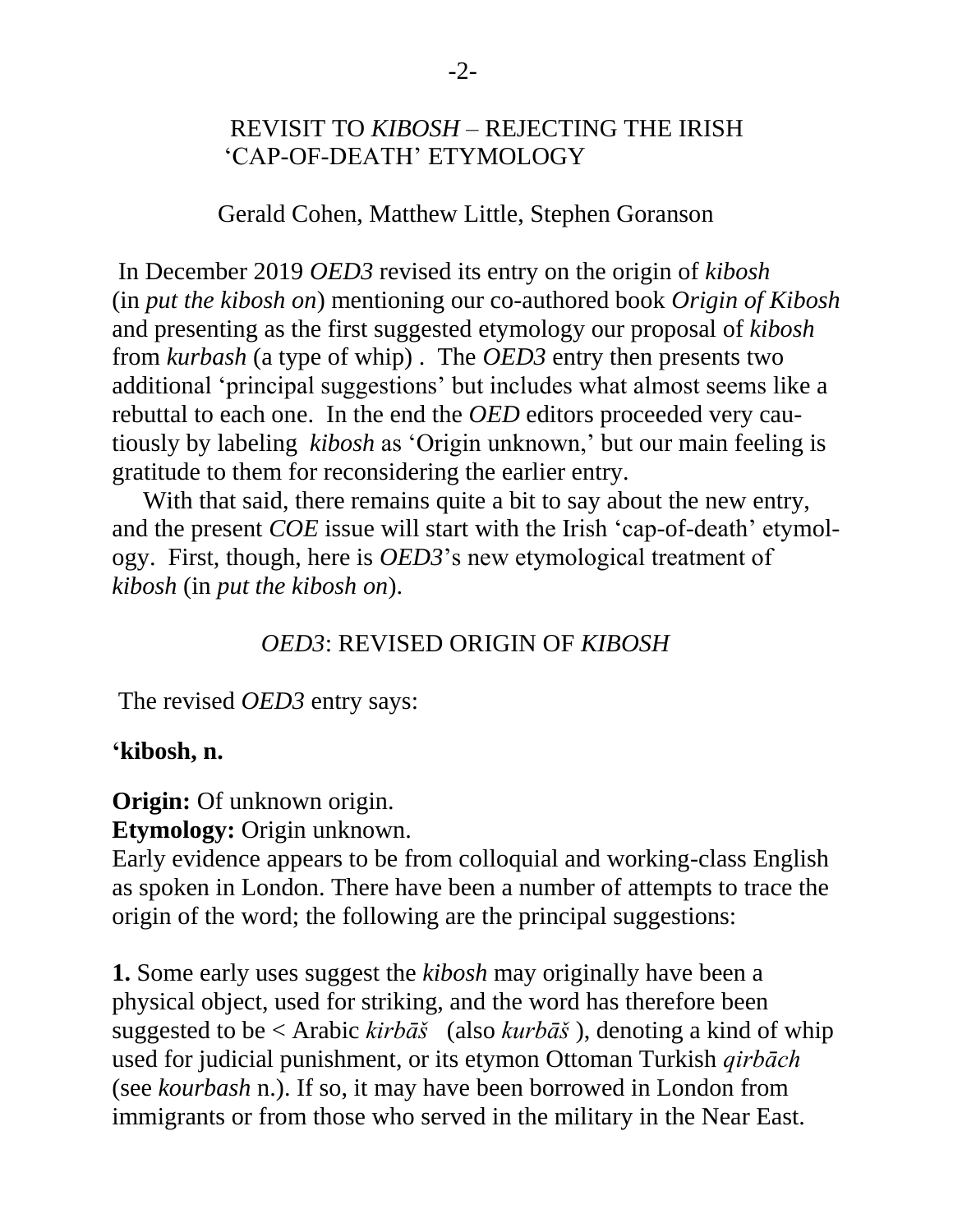## REVISIT TO *KIBOSH* – REJECTING THE IRISH 'CAP-OF-DEATH' ETYMOLOGY

Gerald Cohen, Matthew Little, Stephen Goranson

In December 2019 *OED3* revised its entry on the origin of *kibosh* (in *put the kibosh on*) mentioning our co-authored book *Origin of Kibosh* and presenting as the first suggested etymology our proposal of *kibosh* from *kurbash* (a type of whip) . The *OED3* entry then presents two additional 'principal suggestions' but includes what almost seems like a rebuttal to each one. In the end the *OED* editors proceeded very cautiously by labeling *kibosh* as 'Origin unknown,' but our main feeling is gratitude to them for reconsidering the earlier entry.

With that said, there remains quite a bit to say about the new entry, and the present *COE* issue will start with the Irish 'cap-of-death' etymology. First, though, here is *OED3*'s new etymological treatment of *kibosh* (in *put the kibosh on*).

### *OED3*: REVISED ORIGIN OF *KIBOSH*

The revised *OED3* entry says:

**'kibosh, n.**

**Origin:** Of unknown origin.
**Etymology:** Origin unknown.
Early evidence appears to be from colloquial and working-class English as spoken in London. There have been a number of attempts to trace the origin of the word; the following are the principal suggestions:

**1.** Some early uses suggest the *kibosh* may originally have been a physical object, used for striking, and the word has therefore been suggested to be < Arabic *kirbāš* (also *kurbāš* ), denoting a kind of whip used for judicial punishment, or its etymon Ottoman Turkish *qirbāch* (see *kourbash* n.). If so, it may have been borrowed in London from immigrants or from those who served in the military in the Near East.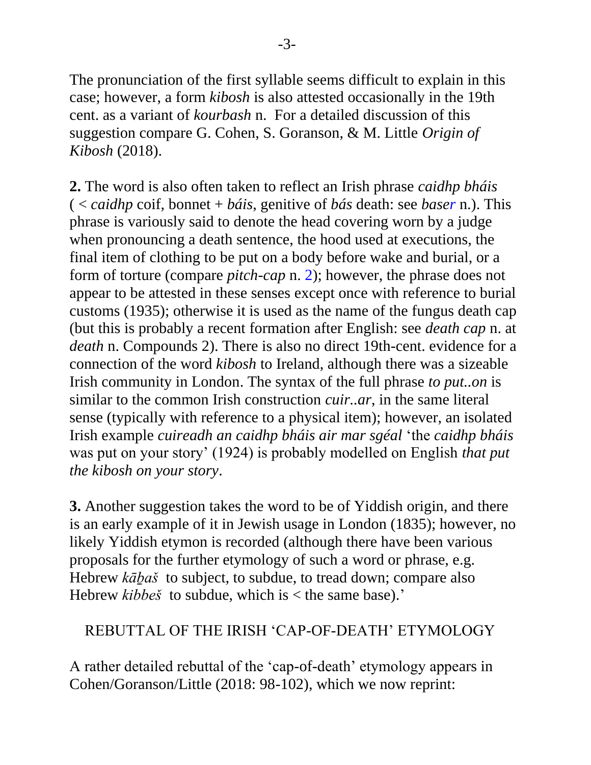The pronunciation of the first syllable seems difficult to explain in this case; however, a form *kibosh* is also attested occasionally in the 19th cent. as a variant of *kourbash* n. For a detailed discussion of this suggestion compare G. Cohen, S. Goranson, & M. Little *Origin of Kibosh* (2018).

**2.** The word is also often taken to reflect an Irish phrase *caidhp bháis* ( < *caidhp* coif, bonnet + *báis*, genitive of *bás* death: see *baser* n.). This phrase is variously said to denote the head covering worn by a judge when pronouncing a death sentence, the hood used at executions, the final item of clothing to be put on a body before wake and burial, or a form of torture (compare *pitch-cap* n. 2); however, the phrase does not appear to be attested in these senses except once with reference to burial customs (1935); otherwise it is used as the name of the fungus death cap (but this is probably a recent formation after English: see *death cap* n. at *death* n. Compounds 2). There is also no direct 19th-cent. evidence for a connection of the word *kibosh* to Ireland, although there was a sizeable Irish community in London. The syntax of the full phrase *to put..on* is similar to the common Irish construction *cuir..ar*, in the same literal sense (typically with reference to a physical item); however, an isolated Irish example *cuireadh an caidhp bháis air mar sgéal* 'the *caidhp bháis* was put on your story' (1924) is probably modelled on English *that put the kibosh on your story*.

**3.** Another suggestion takes the word to be of Yiddish origin, and there is an early example of it in Jewish usage in London (1835); however, no likely Yiddish etymon is recorded (although there have been various proposals for the further etymology of such a word or phrase, e.g. Hebrew *kāḇaš* to subject, to subdue, to tread down; compare also Hebrew *kibbeš* to subdue, which is < the same base).'

## REBUTTAL OF THE IRISH 'CAP-OF-DEATH' ETYMOLOGY

A rather detailed rebuttal of the 'cap-of-death' etymology appears in Cohen/Goranson/Little (2018: 98-102), which we now reprint: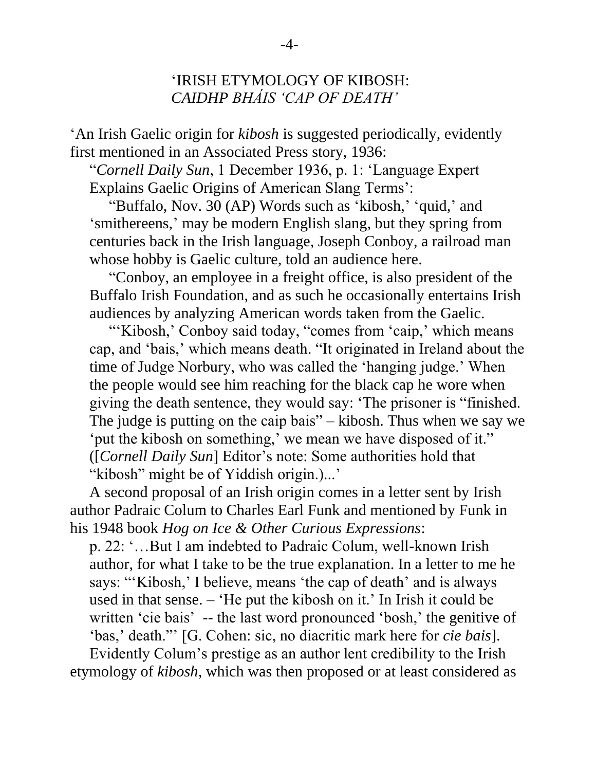## 'IRISH ETYMOLOGY OF KIBOSH: *CAIDHP BHÁIS 'CAP OF DEATH'*

'An Irish Gaelic origin for *kibosh* is suggested periodically, evidently first mentioned in an Associated Press story, 1936:

"*Cornell Daily Sun*, 1 December 1936, p. 1: 'Language Expert Explains Gaelic Origins of American Slang Terms':

"Buffalo, Nov. 30 (AP) Words such as 'kibosh,' 'quid,' and 'smithereens,' may be modern English slang, but they spring from centuries back in the Irish language, Joseph Conboy, a railroad man whose hobby is Gaelic culture, told an audience here.

"Conboy, an employee in a freight office, is also president of the Buffalo Irish Foundation, and as such he occasionally entertains Irish audiences by analyzing American words taken from the Gaelic.

"'Kibosh,' Conboy said today, "comes from 'caip,' which means cap, and 'bais,' which means death. "It originated in Ireland about the time of Judge Norbury, who was called the 'hanging judge.' When the people would see him reaching for the black cap he wore when giving the death sentence, they would say: 'The prisoner is "finished. The judge is putting on the caip bais" – kibosh. Thus when we say we 'put the kibosh on something,' we mean we have disposed of it." ([*Cornell Daily Sun*] Editor's note: Some authorities hold that "kibosh" might be of Yiddish origin.)...'

A second proposal of an Irish origin comes in a letter sent by Irish author Padraic Colum to Charles Earl Funk and mentioned by Funk in his 1948 book *Hog on Ice & Other Curious Expressions*:

p. 22: '…But I am indebted to Padraic Colum, well-known Irish author, for what I take to be the true explanation. In a letter to me he says: "'Kibosh,' I believe, means 'the cap of death' and is always used in that sense. – 'He put the kibosh on it.' In Irish it could be written 'cie bais' -- the last word pronounced 'bosh,' the genitive of 'bas,' death."' [G. Cohen: sic, no diacritic mark here for *cie bais*].

Evidently Colum's prestige as an author lent credibility to the Irish etymology of *kibosh*, which was then proposed or at least considered as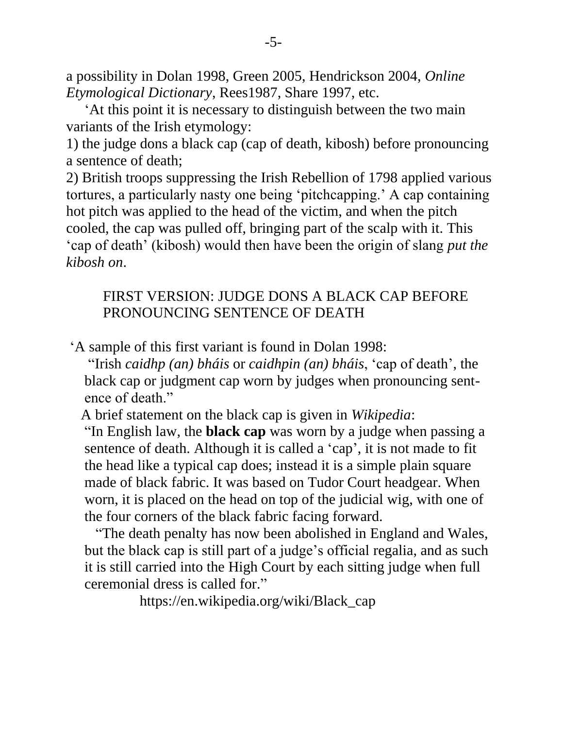a possibility in Dolan 1998, Green 2005, Hendrickson 2004, *Online Etymological Dictionary*, Rees1987, Share 1997, etc.

‘At this point it is necessary to distinguish between the two main variants of the Irish etymology:

1) the judge dons a black cap (cap of death, kibosh) before pronouncing a sentence of death;

2) British troops suppressing the Irish Rebellion of 1798 applied various tortures, a particularly nasty one being ‘pitchcapping.’ A cap containing hot pitch was applied to the head of the victim, and when the pitch cooled, the cap was pulled off, bringing part of the scalp with it. This ‘cap of death’ (kibosh) would then have been the origin of slang *put the kibosh on*.

## FIRST VERSION: JUDGE DONS A BLACK CAP BEFORE PRONOUNCING SENTENCE OF DEATH

‘A sample of this first variant is found in Dolan 1998:

> “Irish *caidhp (an) bháis* or *caidhpin (an) bháis*, ‘cap of death’, the black cap or judgment cap worn by judges when pronouncing sentence of death.”

A brief statement on the black cap is given in *Wikipedia*:

> “In English law, the **black cap** was worn by a judge when passing a sentence of death. Although it is called a ‘cap’, it is not made to fit the head like a typical cap does; instead it is a simple plain square made of black fabric. It was based on Tudor Court headgear. When worn, it is placed on the head on top of the judicial wig, with one of the four corners of the black fabric facing forward.
>
> “The death penalty has now been abolished in England and Wales, but the black cap is still part of a judge’s official regalia, and as such it is still carried into the High Court by each sitting judge when full ceremonial dress is called for.”
>
> https://en.wikipedia.org/wiki/Black_cap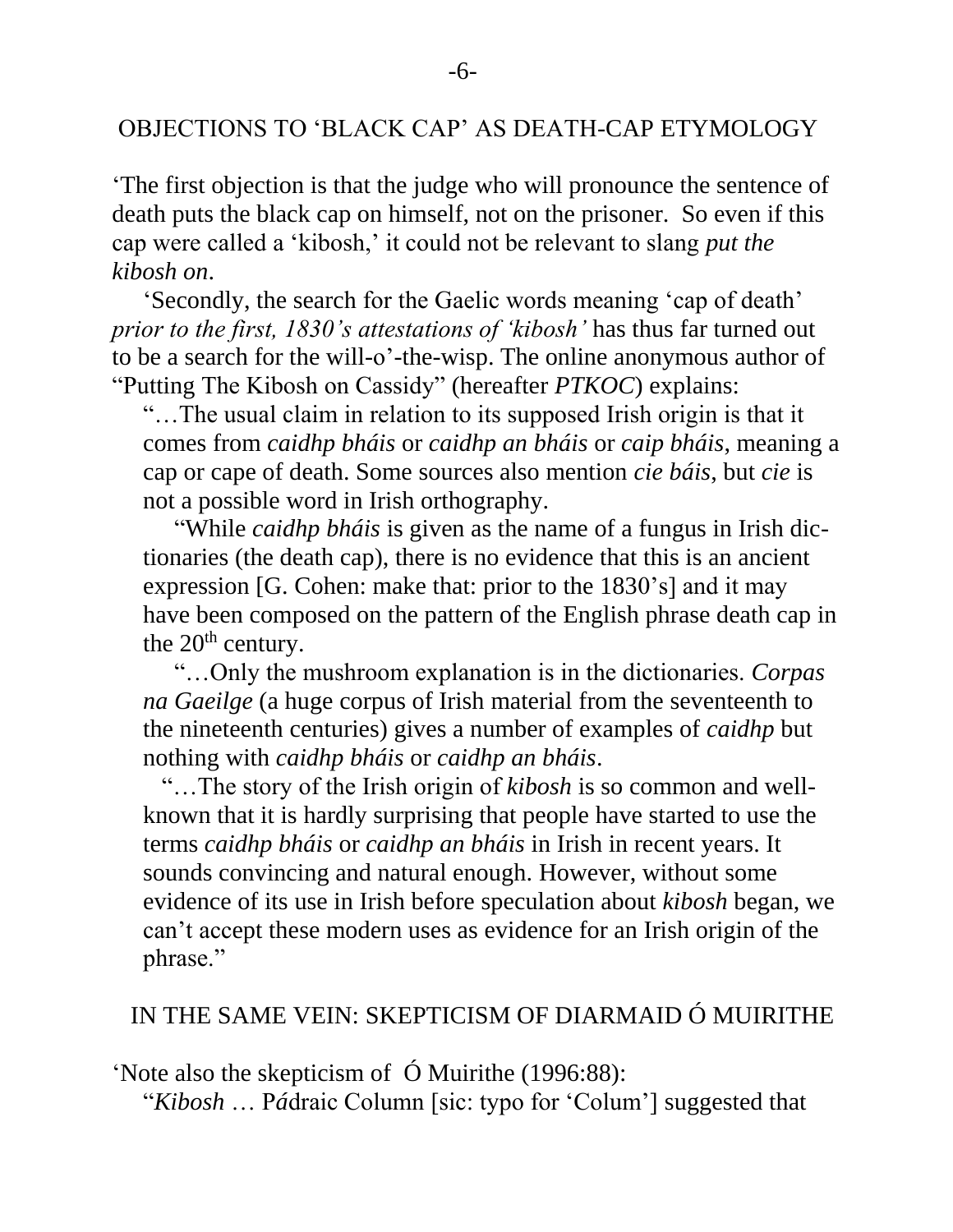## OBJECTIONS TO 'BLACK CAP' AS DEATH-CAP ETYMOLOGY

'The first objection is that the judge who will pronounce the sentence of death puts the black cap on himself, not on the prisoner. So even if this cap were called a 'kibosh,' it could not be relevant to slang *put the kibosh on*.

'Secondly, the search for the Gaelic words meaning 'cap of death' *prior to the first, 1830's attestations of 'kibosh'* has thus far turned out to be a search for the will-o'-the-wisp. The online anonymous author of "Putting The Kibosh on Cassidy" (hereafter *PTKOC*) explains:

> "…The usual claim in relation to its supposed Irish origin is that it comes from *caidhp bháis* or *caidhp an bháis* or *caip bháis*, meaning a cap or cape of death. Some sources also mention *cie báis*, but *cie* is not a possible word in Irish orthography.
>
> "While *caidhp bháis* is given as the name of a fungus in Irish dictionaries (the death cap), there is no evidence that this is an ancient expression [G. Cohen: make that: prior to the 1830's] and it may have been composed on the pattern of the English phrase death cap in the 20th century.
>
> "…Only the mushroom explanation is in the dictionaries. *Corpas na Gaeilge* (a huge corpus of Irish material from the seventeenth to the nineteenth centuries) gives a number of examples of *caidhp* but nothing with *caidhp bháis* or *caidhp an bháis*.
>
> "…The story of the Irish origin of *kibosh* is so common and well-known that it is hardly surprising that people have started to use the terms *caidhp bháis* or *caidhp an bháis* in Irish in recent years. It sounds convincing and natural enough. However, without some evidence of its use in Irish before speculation about *kibosh* began, we can't accept these modern uses as evidence for an Irish origin of the phrase."

## IN THE SAME VEIN: SKEPTICISM OF DIARMAID Ó MUIRITHE

'Note also the skepticism of Ó Muirithe (1996:88):

"*Kibosh* … Pádraic Column [sic: typo for 'Colum'] suggested that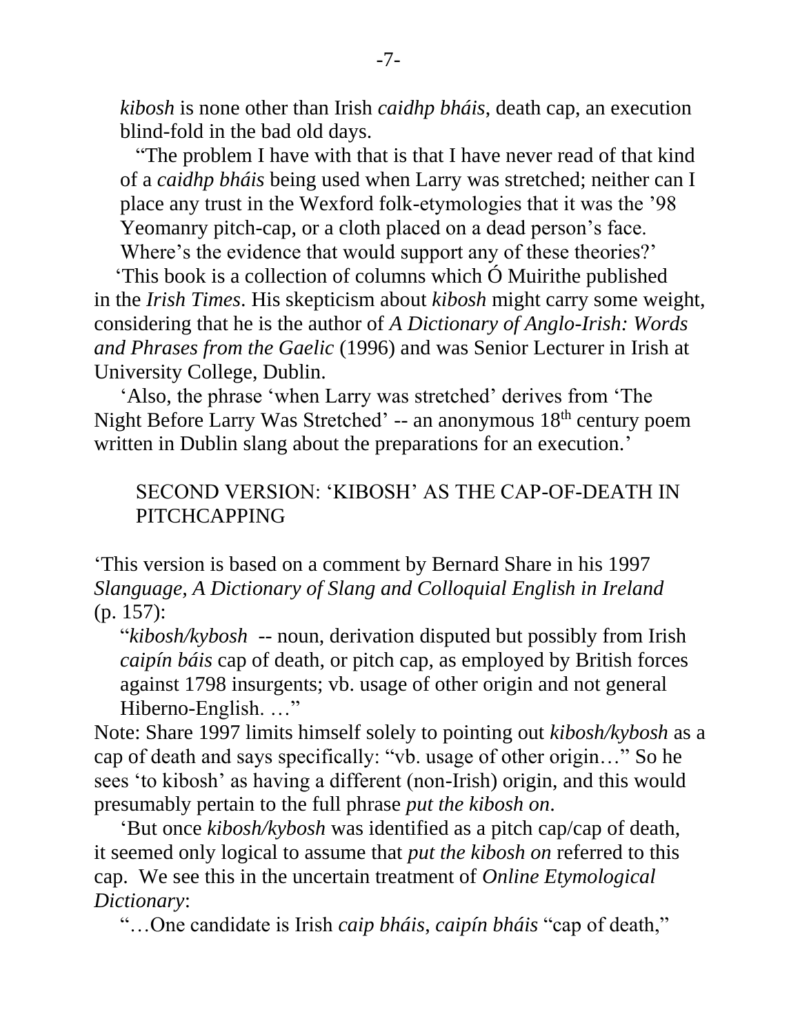*kibosh* is none other than Irish *caidhp bháis*, death cap, an execution blind-fold in the bad old days.

"The problem I have with that is that I have never read of that kind of a *caidhp bháis* being used when Larry was stretched; neither can I place any trust in the Wexford folk-etymologies that it was the '98 Yeomanry pitch-cap, or a cloth placed on a dead person's face. Where's the evidence that would support any of these theories?'

'This book is a collection of columns which Ó Muirithe published in the *Irish Times*. His skepticism about *kibosh* might carry some weight, considering that he is the author of *A Dictionary of Anglo-Irish: Words and Phrases from the Gaelic* (1996) and was Senior Lecturer in Irish at University College, Dublin.

'Also, the phrase 'when Larry was stretched' derives from 'The Night Before Larry Was Stretched' -- an anonymous 18th century poem written in Dublin slang about the preparations for an execution.'

## SECOND VERSION: 'KIBOSH' AS THE CAP-OF-DEATH IN PITCHCAPPING

'This version is based on a comment by Bernard Share in his 1997 *Slanguage, A Dictionary of Slang and Colloquial English in Ireland* (p. 157):

"*kibosh/kybosh* -- noun, derivation disputed but possibly from Irish *caipín báis* cap of death, or pitch cap, as employed by British forces against 1798 insurgents; vb. usage of other origin and not general Hiberno-English. …"

Note: Share 1997 limits himself solely to pointing out *kibosh/kybosh* as a cap of death and says specifically: "vb. usage of other origin…" So he sees 'to kibosh' as having a different (non-Irish) origin, and this would presumably pertain to the full phrase *put the kibosh on*.

'But once *kibosh/kybosh* was identified as a pitch cap/cap of death, it seemed only logical to assume that *put the kibosh on* referred to this cap. We see this in the uncertain treatment of *Online Etymological Dictionary*:

"…One candidate is Irish *caip bháis*, *caipín bháis* "cap of death,"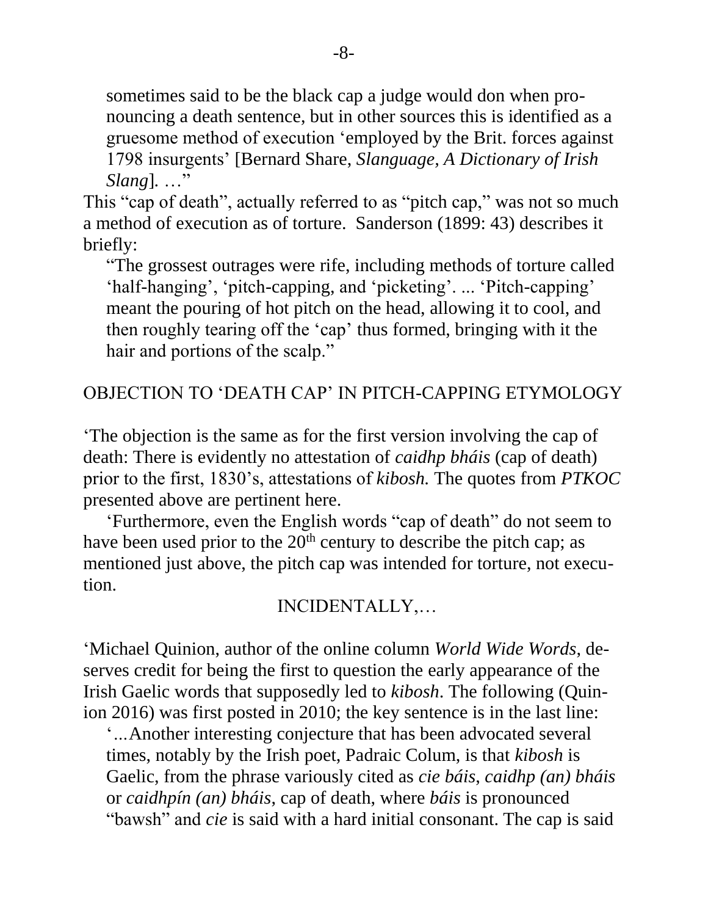sometimes said to be the black cap a judge would don when pronouncing a death sentence, but in other sources this is identified as a gruesome method of execution 'employed by the Brit. forces against 1798 insurgents' [Bernard Share, *Slanguage, A Dictionary of Irish Slang*]. …"

This "cap of death", actually referred to as "pitch cap," was not so much a method of execution as of torture. Sanderson (1899: 43) describes it briefly:

> "The grossest outrages were rife, including methods of torture called 'half-hanging', 'pitch-capping, and 'picketing'. ... 'Pitch-capping' meant the pouring of hot pitch on the head, allowing it to cool, and then roughly tearing off the 'cap' thus formed, bringing with it the hair and portions of the scalp."

## OBJECTION TO 'DEATH CAP' IN PITCH-CAPPING ETYMOLOGY

'The objection is the same as for the first version involving the cap of death: There is evidently no attestation of *caidhp bháis* (cap of death) prior to the first, 1830's, attestations of *kibosh.* The quotes from *PTKOC* presented above are pertinent here.

'Furthermore, even the English words "cap of death" do not seem to have been used prior to the 20th century to describe the pitch cap; as mentioned just above, the pitch cap was intended for torture, not execution.

### INCIDENTALLY,…

'Michael Quinion, author of the online column *World Wide Words*, deserves credit for being the first to question the early appearance of the Irish Gaelic words that supposedly led to *kibosh*. The following (Quinion 2016) was first posted in 2010; the key sentence is in the last line:

> '…Another interesting conjecture that has been advocated several times, notably by the Irish poet, Padraic Colum, is that *kibosh* is Gaelic, from the phrase variously cited as *cie báis, caidhp (an) bháis* or *caidhpín (an) bháis,* cap of death, where *báis* is pronounced "bawsh" and *cie* is said with a hard initial consonant. The cap is said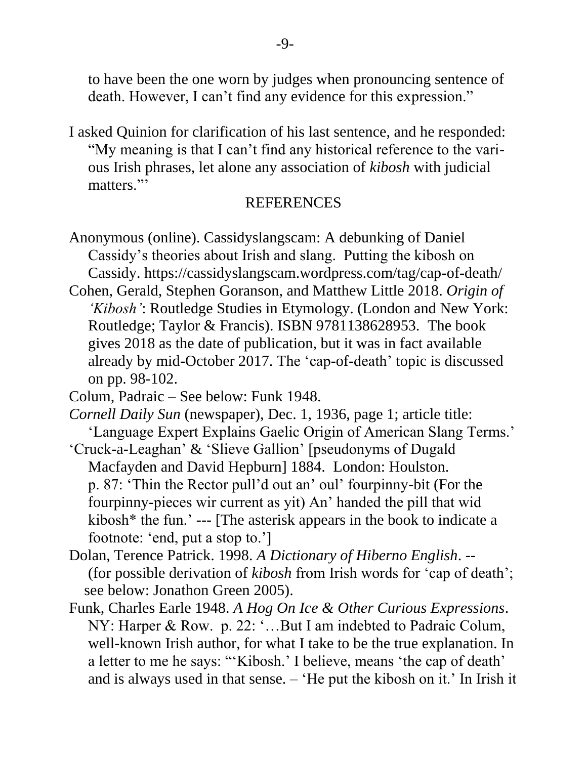to have been the one worn by judges when pronouncing sentence of death. However, I can't find any evidence for this expression."

I asked Quinion for clarification of his last sentence, and he responded: "My meaning is that I can't find any historical reference to the various Irish phrases, let alone any association of *kibosh* with judicial matters."'

## REFERENCES

Anonymous (online). Cassidyslangscam: A debunking of Daniel Cassidy's theories about Irish and slang. Putting the kibosh on Cassidy. https://cassidyslangscam.wordpress.com/tag/cap-of-death/

Cohen, Gerald, Stephen Goranson, and Matthew Little 2018. *Origin of 'Kibosh'*: Routledge Studies in Etymology. (London and New York: Routledge; Taylor & Francis). ISBN 9781138628953. The book gives 2018 as the date of publication, but it was in fact available already by mid-October 2017. The 'cap-of-death' topic is discussed on pp. 98-102.

Colum, Padraic – See below: Funk 1948.

*Cornell Daily Sun* (newspaper), Dec. 1, 1936, page 1; article title: 'Language Expert Explains Gaelic Origin of American Slang Terms.'

'Cruck-a-Leaghan' & 'Slieve Gallion' [pseudonyms of Dugald Macfayden and David Hepburn] 1884. London: Houlston. p. 87: 'Thin the Rector pull'd out an' oul' fourpinny-bit (For the fourpinny-pieces wir current as yit) An' handed the pill that wid kibosh* the fun.' --- [The asterisk appears in the book to indicate a footnote: 'end, put a stop to.']

Dolan, Terence Patrick. 1998. *A Dictionary of Hiberno English*. -- (for possible derivation of *kibosh* from Irish words for 'cap of death'; see below: Jonathon Green 2005).

Funk, Charles Earle 1948. *A Hog On Ice & Other Curious Expressions*. NY: Harper & Row. p. 22: '…But I am indebted to Padraic Colum, well-known Irish author, for what I take to be the true explanation. In a letter to me he says: "'Kibosh.' I believe, means 'the cap of death' and is always used in that sense. – 'He put the kibosh on it.' In Irish it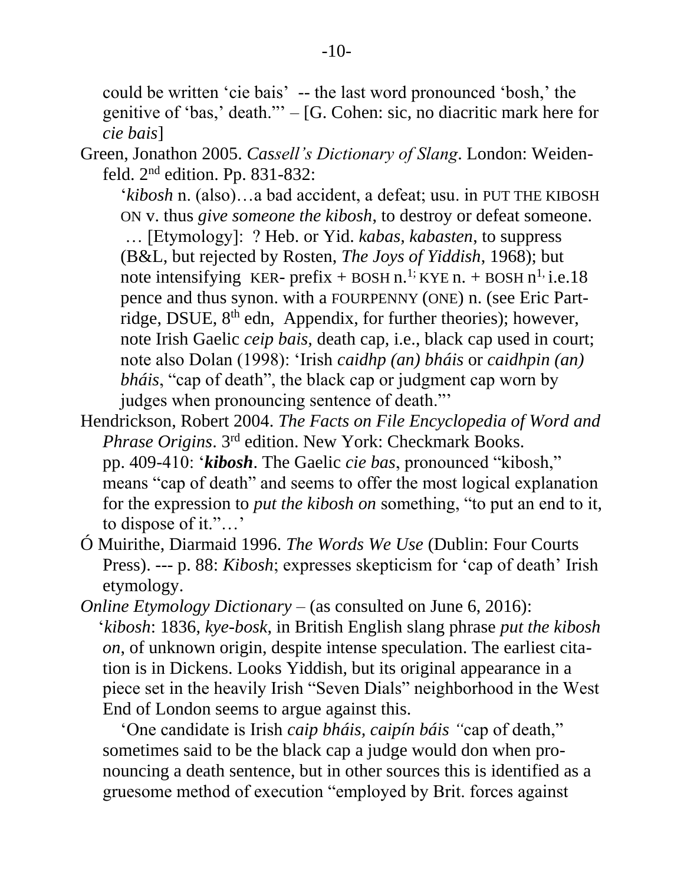could be written 'cie bais' -- the last word pronounced 'bosh,' the genitive of 'bas,' death."' – [G. Cohen: sic, no diacritic mark here for *cie bais*]

Green, Jonathon 2005. *Cassell's Dictionary of Slang*. London: Weidenfeld. 2nd edition. Pp. 831-832:

'*kibosh* n. (also)…a bad accident, a defeat; usu. in PUT THE KIBOSH ON v. thus *give someone the kibosh*, to destroy or defeat someone. … [Etymology]: ? Heb. or Yid. *kabas, kabasten*, to suppress (B&L, but rejected by Rosten, *The Joys of Yiddish*, 1968); but note intensifying KER- prefix + BOSH n.[1;] KYE n. + BOSH n[1,] i.e.18 pence and thus synon. with a FOURPENNY (ONE) n. (see Eric Partridge, DSUE, 8th edn, Appendix, for further theories); however, note Irish Gaelic *ceip bais,* death cap, i.e., black cap used in court; note also Dolan (1998): 'Irish *caidhp (an) bháis* or *caidhpin (an) bháis*, "cap of death", the black cap or judgment cap worn by judges when pronouncing sentence of death."'

Hendrickson, Robert 2004. *The Facts on File Encyclopedia of Word and Phrase Origins*. 3rd edition. New York: Checkmark Books. pp. 409-410: '***kibosh***. The Gaelic *cie bas*, pronounced "kibosh," means "cap of death" and seems to offer the most logical explanation for the expression to *put the kibosh on* something, "to put an end to it, to dispose of it."…'

Ó Muirithe, Diarmaid 1996. *The Words We Use* (Dublin: Four Courts Press). --- p. 88: *Kibosh*; expresses skepticism for 'cap of death' Irish etymology.

*Online Etymology Dictionary* – (as consulted on June 6, 2016):

'*kibosh*: 1836, *kye-bosk*, in British English slang phrase *put the kibosh on*, of unknown origin, despite intense speculation. The earliest citation is in Dickens. Looks Yiddish, but its original appearance in a piece set in the heavily Irish "Seven Dials" neighborhood in the West End of London seems to argue against this.

'One candidate is Irish *caip bháis, caipín báis "*cap of death," sometimes said to be the black cap a judge would don when pronouncing a death sentence, but in other sources this is identified as a gruesome method of execution "employed by Brit. forces against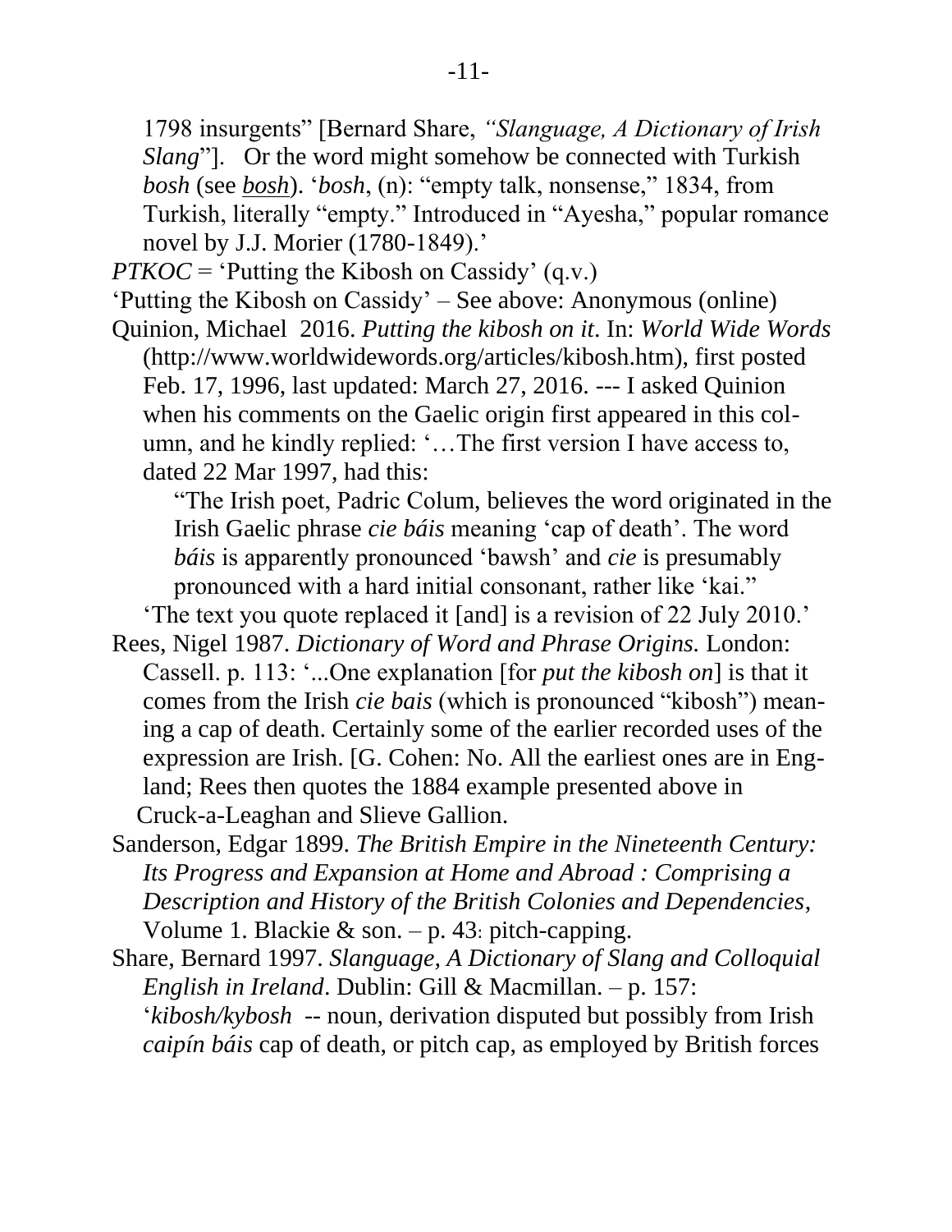1798 insurgents" [Bernard Share, *"Slanguage, A Dictionary of Irish Slang*"]. Or the word might somehow be connected with Turkish *bosh* (see bosh). '*bosh*, (n): "empty talk, nonsense," 1834, from Turkish, literally "empty." Introduced in "Ayesha," popular romance novel by J.J. Morier (1780-1849).'

*PTKOC* = 'Putting the Kibosh on Cassidy' (q.v.)

'Putting the Kibosh on Cassidy' – See above: Anonymous (online)

Quinion, Michael 2016. *Putting the kibosh on it*. In: *World Wide Words* (http://www.worldwidewords.org/articles/kibosh.htm), first posted Feb. 17, 1996, last updated: March 27, 2016. --- I asked Quinion when his comments on the Gaelic origin first appeared in this column, and he kindly replied: '…The first version I have access to, dated 22 Mar 1997, had this:

> "The Irish poet, Padric Colum, believes the word originated in the Irish Gaelic phrase *cie báis* meaning 'cap of death'. The word *báis* is apparently pronounced 'bawsh' and *cie* is presumably pronounced with a hard initial consonant, rather like 'kai."

'The text you quote replaced it [and] is a revision of 22 July 2010.'

Rees, Nigel 1987. *Dictionary of Word and Phrase Origins.* London: Cassell. p. 113: '...One explanation [for *put the kibosh on*] is that it comes from the Irish *cie bais* (which is pronounced "kibosh") meaning a cap of death. Certainly some of the earlier recorded uses of the expression are Irish. [G. Cohen: No. All the earliest ones are in England; Rees then quotes the 1884 example presented above in Cruck-a-Leaghan and Slieve Gallion.

Sanderson, Edgar 1899. *The British Empire in the Nineteenth Century: Its Progress and Expansion at Home and Abroad : Comprising a Description and History of the British Colonies and Dependencies*, Volume 1. Blackie & son. – p. 43: pitch-capping.

Share, Bernard 1997. *Slanguage, A Dictionary of Slang and Colloquial English in Ireland*. Dublin: Gill & Macmillan. – p. 157: '*kibosh/kybosh* -- noun, derivation disputed but possibly from Irish *caipín báis* cap of death, or pitch cap, as employed by British forces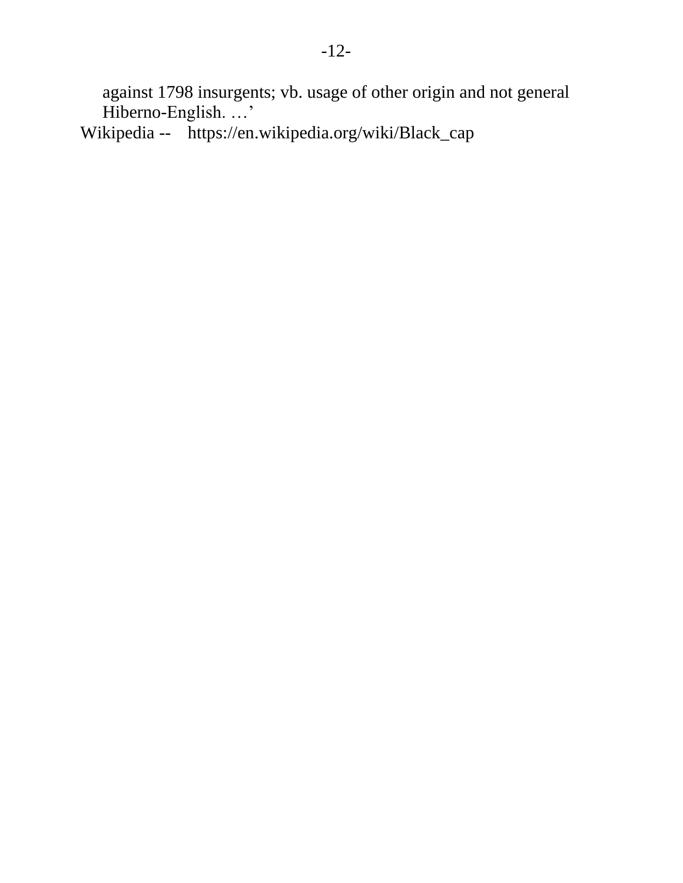against 1798 insurgents; vb. usage of other origin and not general Hiberno-English. …'

Wikipedia -- https://en.wikipedia.org/wiki/Black_cap